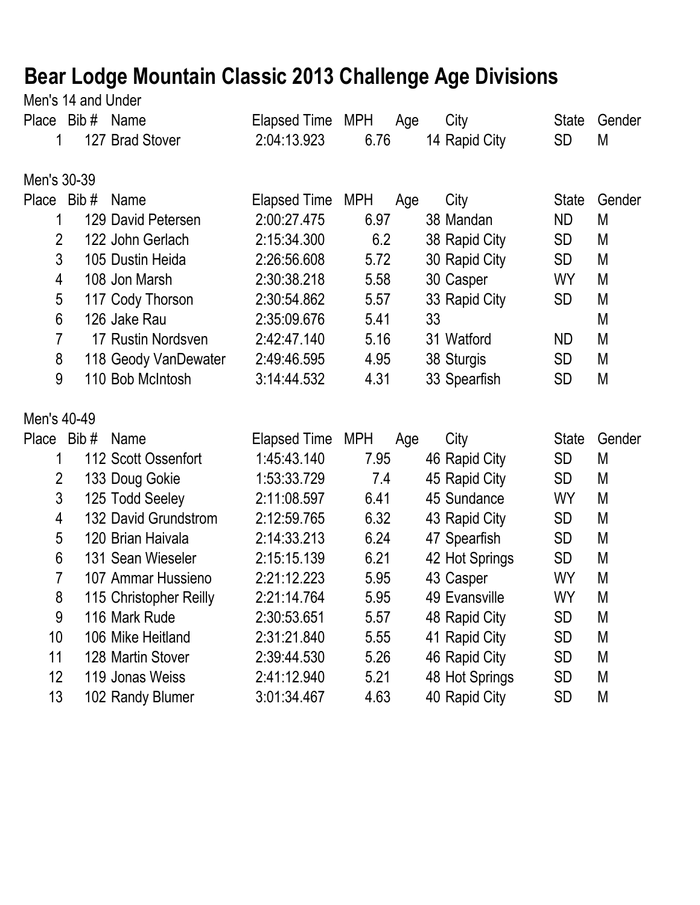# Bear Lodge Mountain Classic 2013 Challenge Age Divisions

Men's 14 and Under

| Place | Bib # | Name | Elapsed Time | MPH | Age | City | State | Gender |
|---|---|---|---|---|---|---|---|---|
| 1 | 127 | Brad Stover | 2:04:13.923 | 6.76 | 14 | Rapid City | SD | M |

Men's 30-39

| Place | Bib # | Name | Elapsed Time | MPH | Age | City | State | Gender |
|---|---|---|---|---|---|---|---|---|
| 1 | 129 | David Petersen | 2:00:27.475 | 6.97 | 38 | Mandan | ND | M |
| 2 | 122 | John Gerlach | 2:15:34.300 | 6.2 | 38 | Rapid City | SD | M |
| 3 | 105 | Dustin Heida | 2:26:56.608 | 5.72 | 30 | Rapid City | SD | M |
| 4 | 108 | Jon Marsh | 2:30:38.218 | 5.58 | 30 | Casper | WY | M |
| 5 | 117 | Cody Thorson | 2:30:54.862 | 5.57 | 33 | Rapid City | SD | M |
| 6 | 126 | Jake Rau | 2:35:09.676 | 5.41 | 33 | | | M |
| 7 | 17 | Rustin Nordsven | 2:42:47.140 | 5.16 | 31 | Watford | ND | M |
| 8 | 118 | Geody VanDewater | 2:49:46.595 | 4.95 | 38 | Sturgis | SD | M |
| 9 | 110 | Bob McIntosh | 3:14:44.532 | 4.31 | 33 | Spearfish | SD | M |

Men's 40-49

| Place | Bib # | Name | Elapsed Time | MPH | Age | City | State | Gender |
|---|---|---|---|---|---|---|---|---|
| 1 | 112 | Scott Ossenfort | 1:45:43.140 | 7.95 | 46 | Rapid City | SD | M |
| 2 | 133 | Doug Gokie | 1:53:33.729 | 7.4 | 45 | Rapid City | SD | M |
| 3 | 125 | Todd Seeley | 2:11:08.597 | 6.41 | 45 | Sundance | WY | M |
| 4 | 132 | David Grundstrom | 2:12:59.765 | 6.32 | 43 | Rapid City | SD | M |
| 5 | 120 | Brian Haivala | 2:14:33.213 | 6.24 | 47 | Spearfish | SD | M |
| 6 | 131 | Sean Wieseler | 2:15:15.139 | 6.21 | 42 | Hot Springs | SD | M |
| 7 | 107 | Ammar Hussieno | 2:21:12.223 | 5.95 | 43 | Casper | WY | M |
| 8 | 115 | Christopher Reilly | 2:21:14.764 | 5.95 | 49 | Evansville | WY | M |
| 9 | 116 | Mark Rude | 2:30:53.651 | 5.57 | 48 | Rapid City | SD | M |
| 10 | 106 | Mike Heitland | 2:31:21.840 | 5.55 | 41 | Rapid City | SD | M |
| 11 | 128 | Martin Stover | 2:39:44.530 | 5.26 | 46 | Rapid City | SD | M |
| 12 | 119 | Jonas Weiss | 2:41:12.940 | 5.21 | 48 | Hot Springs | SD | M |
| 13 | 102 | Randy Blumer | 3:01:34.467 | 4.63 | 40 | Rapid City | SD | M |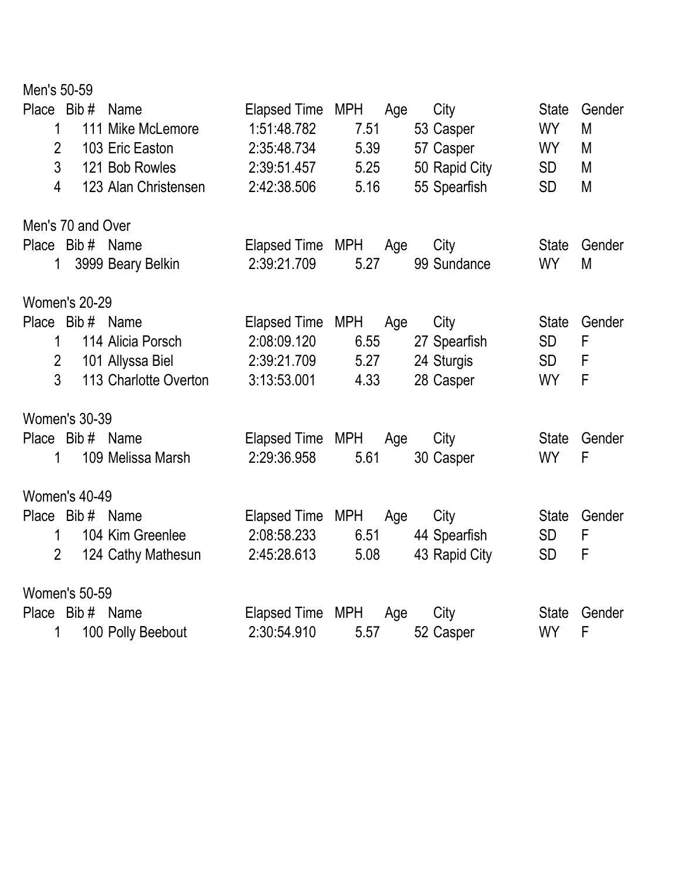Men's 50-59

| Place | Bib # | Name | Elapsed Time | MPH | Age | City | State | Gender |
|---|---|---|---|---|---|---|---|---|
| 1 | 111 | Mike McLemore | 1:51:48.782 | 7.51 | 53 | Casper | WY | M |
| 2 | 103 | Eric Easton | 2:35:48.734 | 5.39 | 57 | Casper | WY | M |
| 3 | 121 | Bob Rowles | 2:39:51.457 | 5.25 | 50 | Rapid City | SD | M |
| 4 | 123 | Alan Christensen | 2:42:38.506 | 5.16 | 55 | Spearfish | SD | M |

Men's 70 and Over

| Place | Bib # | Name | Elapsed Time | MPH | Age | City | State | Gender |
|---|---|---|---|---|---|---|---|---|
| 1 | 3999 | Beary Belkin | 2:39:21.709 | 5.27 | 99 | Sundance | WY | M |

Women's 20-29

| Place | Bib # | Name | Elapsed Time | MPH | Age | City | State | Gender |
|---|---|---|---|---|---|---|---|---|
| 1 | 114 | Alicia Porsch | 2:08:09.120 | 6.55 | 27 | Spearfish | SD | F |
| 2 | 101 | Allyssa Biel | 2:39:21.709 | 5.27 | 24 | Sturgis | SD | F |
| 3 | 113 | Charlotte Overton | 3:13:53.001 | 4.33 | 28 | Casper | WY | F |

Women's 30-39

| Place | Bib # | Name | Elapsed Time | MPH | Age | City | State | Gender |
|---|---|---|---|---|---|---|---|---|
| 1 | 109 | Melissa Marsh | 2:29:36.958 | 5.61 | 30 | Casper | WY | F |

Women's 40-49

| Place | Bib # | Name | Elapsed Time | MPH | Age | City | State | Gender |
|---|---|---|---|---|---|---|---|---|
| 1 | 104 | Kim Greenlee | 2:08:58.233 | 6.51 | 44 | Spearfish | SD | F |
| 2 | 124 | Cathy Mathesun | 2:45:28.613 | 5.08 | 43 | Rapid City | SD | F |

Women's 50-59

| Place | Bib # | Name | Elapsed Time | MPH | Age | City | State | Gender |
|---|---|---|---|---|---|---|---|---|
| 1 | 100 | Polly Beebout | 2:30:54.910 | 5.57 | 52 | Casper | WY | F |